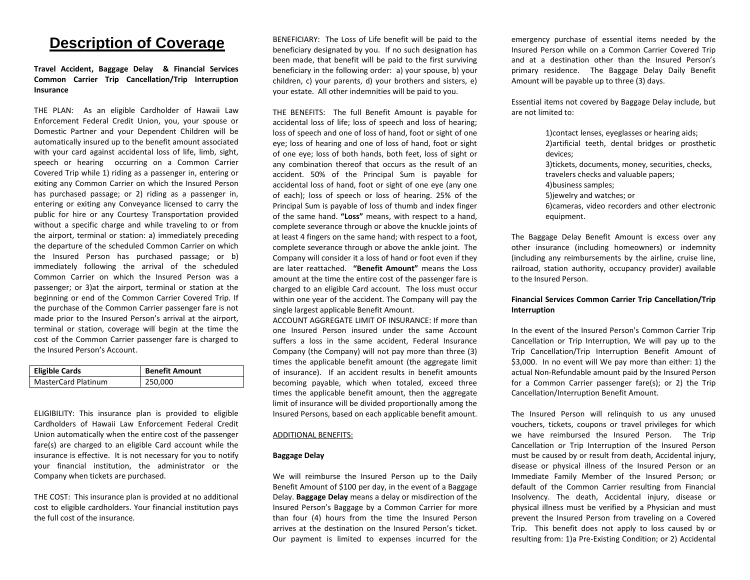# Description of Coverage

**Travel Accident, Baggage Delay & Financial Services Common Carrier Trip Cancellation/Trip Interruption Insurance**

THE PLAN: As an eligible Cardholder of Hawaii Law Enforcement Federal Credit Union, you, your spouse or Domestic Partner and your Dependent Children will be automatically insured up to the benefit amount associated with your card against accidental loss of life, limb, sight, speech or hearing occurring on a Common Carrier Covered Trip while 1) riding as a passenger in, entering or exiting any Common Carrier on which the Insured Person has purchased passage; or 2) riding as a passenger in, entering or exiting any Conveyance licensed to carry the public for hire or any Courtesy Transportation provided without a specific charge and while traveling to or from the airport, terminal or station: a) immediately preceding the departure of the scheduled Common Carrier on which the Insured Person has purchased passage; or b) immediately following the arrival of the scheduled Common Carrier on which the Insured Person was a passenger; or 3)at the airport, terminal or station at the beginning or end of the Common Carrier Covered Trip. If the purchase of the Common Carrier passenger fare is not made prior to the Insured Person's arrival at the airport, terminal or station, coverage will begin at the time the cost of the Common Carrier passenger fare is charged to the Insured Person's Account.

| Eligible Cards | Benefit Amount |
|---|---|
| MasterCard Platinum | 250,000 |

ELIGIBILITY: This insurance plan is provided to eligible Cardholders of Hawaii Law Enforcement Federal Credit Union automatically when the entire cost of the passenger fare(s) are charged to an eligible Card account while the insurance is effective. It is not necessary for you to notify your financial institution, the administrator or the Company when tickets are purchased.

THE COST: This insurance plan is provided at no additional cost to eligible cardholders. Your financial institution pays the full cost of the insurance.

BENEFICIARY: The Loss of Life benefit will be paid to the beneficiary designated by you. If no such designation has been made, that benefit will be paid to the first surviving beneficiary in the following order: a) your spouse, b) your children, c) your parents, d) your brothers and sisters, e) your estate. All other indemnities will be paid to you.

THE BENEFITS: The full Benefit Amount is payable for accidental loss of life; loss of speech and loss of hearing; loss of speech and one of loss of hand, foot or sight of one eye; loss of hearing and one of loss of hand, foot or sight of one eye; loss of both hands, both feet, loss of sight or any combination thereof that occurs as the result of an accident. 50% of the Principal Sum is payable for accidental loss of hand, foot or sight of one eye (any one of each); loss of speech or loss of hearing. 25% of the Principal Sum is payable of loss of thumb and index finger of the same hand. **"Loss"** means, with respect to a hand, complete severance through or above the knuckle joints of at least 4 fingers on the same hand; with respect to a foot, complete severance through or above the ankle joint. The Company will consider it a loss of hand or foot even if they are later reattached. **"Benefit Amount"** means the Loss amount at the time the entire cost of the passenger fare is charged to an eligible Card account. The loss must occur within one year of the accident. The Company will pay the single largest applicable Benefit Amount.

ACCOUNT AGGREGATE LIMIT OF INSURANCE: If more than one Insured Person insured under the same Account suffers a loss in the same accident, Federal Insurance Company (the Company) will not pay more than three (3) times the applicable benefit amount (the aggregate limit of insurance). If an accident results in benefit amounts becoming payable, which when totaled, exceed three times the applicable benefit amount, then the aggregate limit of insurance will be divided proportionally among the Insured Persons, based on each applicable benefit amount.

ADDITIONAL BENEFITS:

**Baggage Delay**

We will reimburse the Insured Person up to the Daily Benefit Amount of $100 per day, in the event of a Baggage Delay. **Baggage Delay** means a delay or misdirection of the Insured Person's Baggage by a Common Carrier for more than four (4) hours from the time the Insured Person arrives at the destination on the Insured Person's ticket. Our payment is limited to expenses incurred for the emergency purchase of essential items needed by the Insured Person while on a Common Carrier Covered Trip and at a destination other than the Insured Person's primary residence. The Baggage Delay Daily Benefit Amount will be payable up to three (3) days.

Essential items not covered by Baggage Delay include, but are not limited to:

1)contact lenses, eyeglasses or hearing aids;
2)artificial teeth, dental bridges or prosthetic devices;
3)tickets, documents, money, securities, checks, travelers checks and valuable papers;
4)business samples;
5)jewelry and watches; or
6)cameras, video recorders and other electronic equipment.

The Baggage Delay Benefit Amount is excess over any other insurance (including homeowners) or indemnity (including any reimbursements by the airline, cruise line, railroad, station authority, occupancy provider) available to the Insured Person.

**Financial Services Common Carrier Trip Cancellation/Trip Interruption**

In the event of the Insured Person's Common Carrier Trip Cancellation or Trip Interruption, We will pay up to the Trip Cancellation/Trip Interruption Benefit Amount of $3,000. In no event will We pay more than either: 1) the actual Non-Refundable amount paid by the Insured Person for a Common Carrier passenger fare(s); or 2) the Trip Cancellation/Interruption Benefit Amount.

The Insured Person will relinquish to us any unused vouchers, tickets, coupons or travel privileges for which we have reimbursed the Insured Person. The Trip Cancellation or Trip Interruption of the Insured Person must be caused by or result from death, Accidental injury, disease or physical illness of the Insured Person or an Immediate Family Member of the Insured Person; or default of the Common Carrier resulting from Financial Insolvency. The death, Accidental injury, disease or physical illness must be verified by a Physician and must prevent the Insured Person from traveling on a Covered Trip. This benefit does not apply to loss caused by or resulting from: 1)a Pre-Existing Condition; or 2) Accidental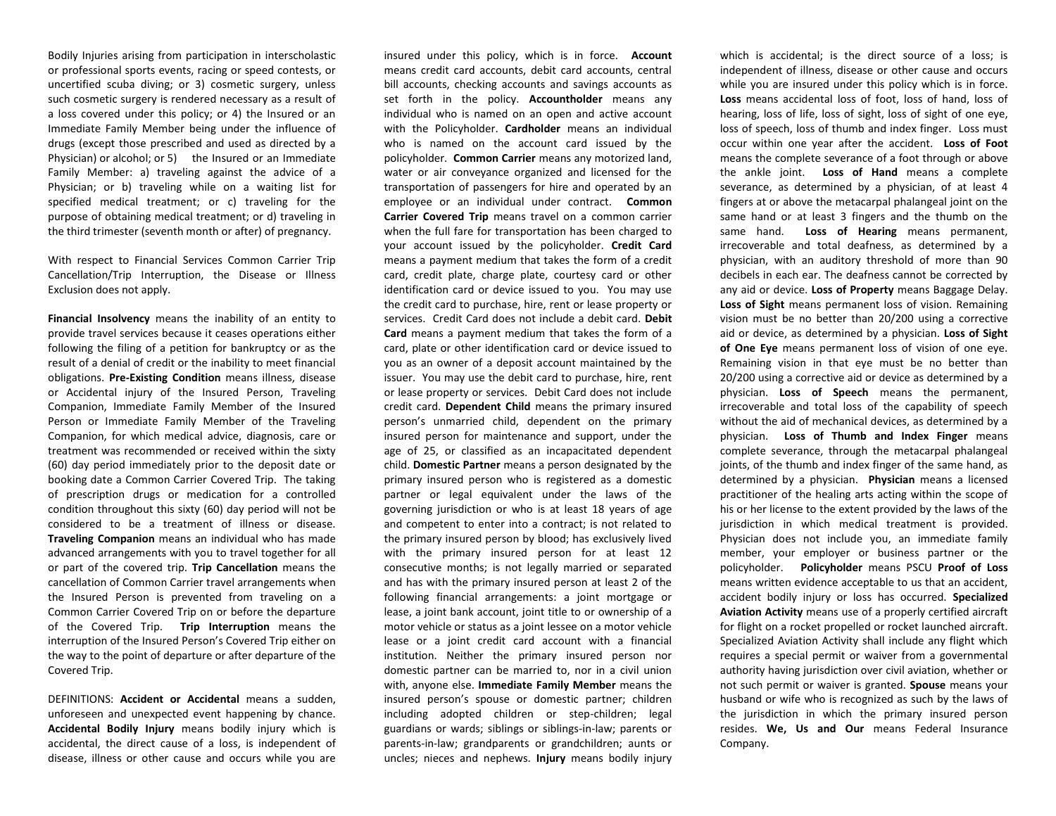Bodily Injuries arising from participation in interscholastic or professional sports events, racing or speed contests, or uncertified scuba diving; or 3) cosmetic surgery, unless such cosmetic surgery is rendered necessary as a result of a loss covered under this policy; or 4) the Insured or an Immediate Family Member being under the influence of drugs (except those prescribed and used as directed by a Physician) or alcohol; or 5) the Insured or an Immediate Family Member: a) traveling against the advice of a Physician; or b) traveling while on a waiting list for specified medical treatment; or c) traveling for the purpose of obtaining medical treatment; or d) traveling in the third trimester (seventh month or after) of pregnancy.

With respect to Financial Services Common Carrier Trip Cancellation/Trip Interruption, the Disease or Illness Exclusion does not apply.

**Financial Insolvency** means the inability of an entity to provide travel services because it ceases operations either following the filing of a petition for bankruptcy or as the result of a denial of credit or the inability to meet financial obligations. **Pre-Existing Condition** means illness, disease or Accidental injury of the Insured Person, Traveling Companion, Immediate Family Member of the Insured Person or Immediate Family Member of the Traveling Companion, for which medical advice, diagnosis, care or treatment was recommended or received within the sixty (60) day period immediately prior to the deposit date or booking date a Common Carrier Covered Trip. The taking of prescription drugs or medication for a controlled condition throughout this sixty (60) day period will not be considered to be a treatment of illness or disease. **Traveling Companion** means an individual who has made advanced arrangements with you to travel together for all or part of the covered trip. **Trip Cancellation** means the cancellation of Common Carrier travel arrangements when the Insured Person is prevented from traveling on a Common Carrier Covered Trip on or before the departure of the Covered Trip. **Trip Interruption** means the interruption of the Insured Person's Covered Trip either on the way to the point of departure or after departure of the Covered Trip.

DEFINITIONS: **Accident or Accidental** means a sudden, unforeseen and unexpected event happening by chance. **Accidental Bodily Injury** means bodily injury which is accidental, the direct cause of a loss, is independent of disease, illness or other cause and occurs while you are insured under this policy, which is in force. **Account** means credit card accounts, debit card accounts, central bill accounts, checking accounts and savings accounts as set forth in the policy. **Accountholder** means any individual who is named on an open and active account with the Policyholder. **Cardholder** means an individual who is named on the account card issued by the policyholder. **Common Carrier** means any motorized land, water or air conveyance organized and licensed for the transportation of passengers for hire and operated by an employee or an individual under contract. **Common Carrier Covered Trip** means travel on a common carrier when the full fare for transportation has been charged to your account issued by the policyholder. **Credit Card** means a payment medium that takes the form of a credit card, credit plate, charge plate, courtesy card or other identification card or device issued to you. You may use the credit card to purchase, hire, rent or lease property or services. Credit Card does not include a debit card. **Debit Card** means a payment medium that takes the form of a card, plate or other identification card or device issued to you as an owner of a deposit account maintained by the issuer. You may use the debit card to purchase, hire, rent or lease property or services. Debit Card does not include credit card. **Dependent Child** means the primary insured person's unmarried child, dependent on the primary insured person for maintenance and support, under the age of 25, or classified as an incapacitated dependent child. **Domestic Partner** means a person designated by the primary insured person who is registered as a domestic partner or legal equivalent under the laws of the governing jurisdiction or who is at least 18 years of age and competent to enter into a contract; is not related to the primary insured person by blood; has exclusively lived with the primary insured person for at least 12 consecutive months; is not legally married or separated and has with the primary insured person at least 2 of the following financial arrangements: a joint mortgage or lease, a joint bank account, joint title to or ownership of a motor vehicle or status as a joint lessee on a motor vehicle lease or a joint credit card account with a financial institution. Neither the primary insured person nor domestic partner can be married to, nor in a civil union with, anyone else. **Immediate Family Member** means the insured person's spouse or domestic partner; children including adopted children or step-children; legal guardians or wards; siblings or siblings-in-law; parents or parents-in-law; grandparents or grandchildren; aunts or uncles; nieces and nephews. **Injury** means bodily injury which is accidental; is the direct source of a loss; is independent of illness, disease or other cause and occurs while you are insured under this policy which is in force. **Loss** means accidental loss of foot, loss of hand, loss of hearing, loss of life, loss of sight, loss of sight of one eye, loss of speech, loss of thumb and index finger. Loss must occur within one year after the accident. **Loss of Foot** means the complete severance of a foot through or above the ankle joint. **Loss of Hand** means a complete severance, as determined by a physician, of at least 4 fingers at or above the metacarpal phalangeal joint on the same hand or at least 3 fingers and the thumb on the same hand. **Loss of Hearing** means permanent, irrecoverable and total deafness, as determined by a physician, with an auditory threshold of more than 90 decibels in each ear. The deafness cannot be corrected by any aid or device. **Loss of Property** means Baggage Delay. **Loss of Sight** means permanent loss of vision. Remaining vision must be no better than 20/200 using a corrective aid or device, as determined by a physician. **Loss of Sight of One Eye** means permanent loss of vision of one eye. Remaining vision in that eye must be no better than 20/200 using a corrective aid or device as determined by a physician. **Loss of Speech** means the permanent, irrecoverable and total loss of the capability of speech without the aid of mechanical devices, as determined by a physician. **Loss of Thumb and Index Finger** means complete severance, through the metacarpal phalangeal joints, of the thumb and index finger of the same hand, as determined by a physician. **Physician** means a licensed practitioner of the healing arts acting within the scope of his or her license to the extent provided by the laws of the jurisdiction in which medical treatment is provided. Physician does not include you, an immediate family member, your employer or business partner or the policyholder. **Policyholder** means PSCU **Proof of Loss** means written evidence acceptable to us that an accident, accident bodily injury or loss has occurred. **Specialized Aviation Activity** means use of a properly certified aircraft for flight on a rocket propelled or rocket launched aircraft. Specialized Aviation Activity shall include any flight which requires a special permit or waiver from a governmental authority having jurisdiction over civil aviation, whether or not such permit or waiver is granted. **Spouse** means your husband or wife who is recognized as such by the laws of the jurisdiction in which the primary insured person resides. **We, Us and Our** means Federal Insurance Company.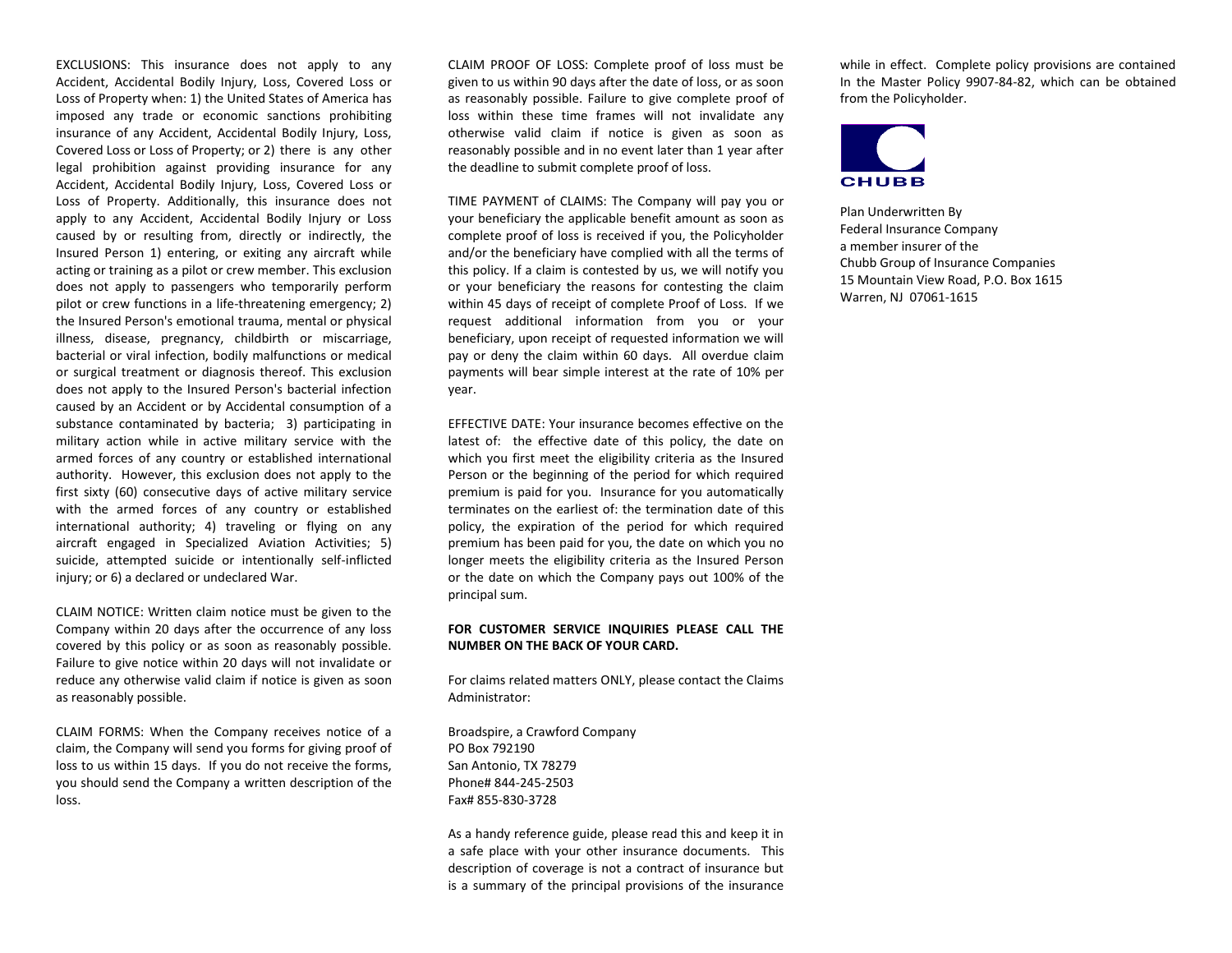EXCLUSIONS: This insurance does not apply to any Accident, Accidental Bodily Injury, Loss, Covered Loss or Loss of Property when: 1) the United States of America has imposed any trade or economic sanctions prohibiting insurance of any Accident, Accidental Bodily Injury, Loss, Covered Loss or Loss of Property; or 2) there is any other legal prohibition against providing insurance for any Accident, Accidental Bodily Injury, Loss, Covered Loss or Loss of Property. Additionally, this insurance does not apply to any Accident, Accidental Bodily Injury or Loss caused by or resulting from, directly or indirectly, the Insured Person 1) entering, or exiting any aircraft while acting or training as a pilot or crew member. This exclusion does not apply to passengers who temporarily perform pilot or crew functions in a life-threatening emergency; 2) the Insured Person's emotional trauma, mental or physical illness, disease, pregnancy, childbirth or miscarriage, bacterial or viral infection, bodily malfunctions or medical or surgical treatment or diagnosis thereof. This exclusion does not apply to the Insured Person's bacterial infection caused by an Accident or by Accidental consumption of a substance contaminated by bacteria; 3) participating in military action while in active military service with the armed forces of any country or established international authority. However, this exclusion does not apply to the first sixty (60) consecutive days of active military service with the armed forces of any country or established international authority; 4) traveling or flying on any aircraft engaged in Specialized Aviation Activities; 5) suicide, attempted suicide or intentionally self-inflicted injury; or 6) a declared or undeclared War.

CLAIM NOTICE: Written claim notice must be given to the Company within 20 days after the occurrence of any loss covered by this policy or as soon as reasonably possible. Failure to give notice within 20 days will not invalidate or reduce any otherwise valid claim if notice is given as soon as reasonably possible.

CLAIM FORMS: When the Company receives notice of a claim, the Company will send you forms for giving proof of loss to us within 15 days. If you do not receive the forms, you should send the Company a written description of the loss.

CLAIM PROOF OF LOSS: Complete proof of loss must be given to us within 90 days after the date of loss, or as soon as reasonably possible. Failure to give complete proof of loss within these time frames will not invalidate any otherwise valid claim if notice is given as soon as reasonably possible and in no event later than 1 year after the deadline to submit complete proof of loss.

TIME PAYMENT of CLAIMS: The Company will pay you or your beneficiary the applicable benefit amount as soon as complete proof of loss is received if you, the Policyholder and/or the beneficiary have complied with all the terms of this policy. If a claim is contested by us, we will notify you or your beneficiary the reasons for contesting the claim within 45 days of receipt of complete Proof of Loss. If we request additional information from you or your beneficiary, upon receipt of requested information we will pay or deny the claim within 60 days. All overdue claim payments will bear simple interest at the rate of 10% per year.

EFFECTIVE DATE: Your insurance becomes effective on the latest of: the effective date of this policy, the date on which you first meet the eligibility criteria as the Insured Person or the beginning of the period for which required premium is paid for you. Insurance for you automatically terminates on the earliest of: the termination date of this policy, the expiration of the period for which required premium has been paid for you, the date on which you no longer meets the eligibility criteria as the Insured Person or the date on which the Company pays out 100% of the principal sum.

**FOR CUSTOMER SERVICE INQUIRIES PLEASE CALL THE NUMBER ON THE BACK OF YOUR CARD.**

For claims related matters ONLY, please contact the Claims Administrator:

Broadspire, a Crawford Company
PO Box 792190
San Antonio, TX 78279
Phone# 844-245-2503
Fax# 855-830-3728

As a handy reference guide, please read this and keep it in a safe place with your other insurance documents. This description of coverage is not a contract of insurance but is a summary of the principal provisions of the insurance while in effect. Complete policy provisions are contained In the Master Policy 9907-84-82, which can be obtained from the Policyholder.

CHUBB

Plan Underwritten By
Federal Insurance Company
a member insurer of the
Chubb Group of Insurance Companies
15 Mountain View Road, P.O. Box 1615
Warren, NJ 07061-1615